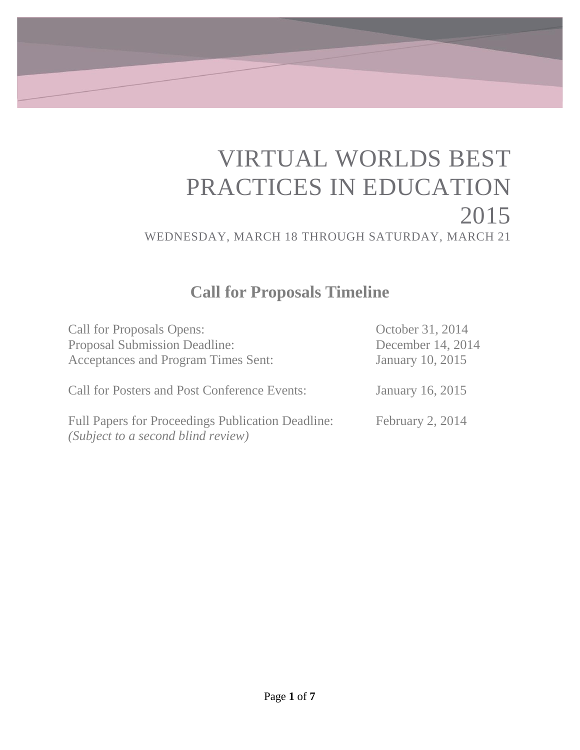# VIRTUAL WORLDS BEST PRACTICES IN EDUCATION 2015

WEDNESDAY, MARCH 18 THROUGH SATURDAY, MARCH 21

## Call for Proposals Timeline

| | |
|---|---|
| Call for Proposals Opens: | October 31, 2014 |
| Proposal Submission Deadline: | December 14, 2014 |
| Acceptances and Program Times Sent: | January 10, 2015 |
| | |
| Call for Posters and Post Conference Events: | January 16, 2015 |
| | |
| Full Papers for Proceedings Publication Deadline: *(Subject to a second blind review)* | February 2, 2014 |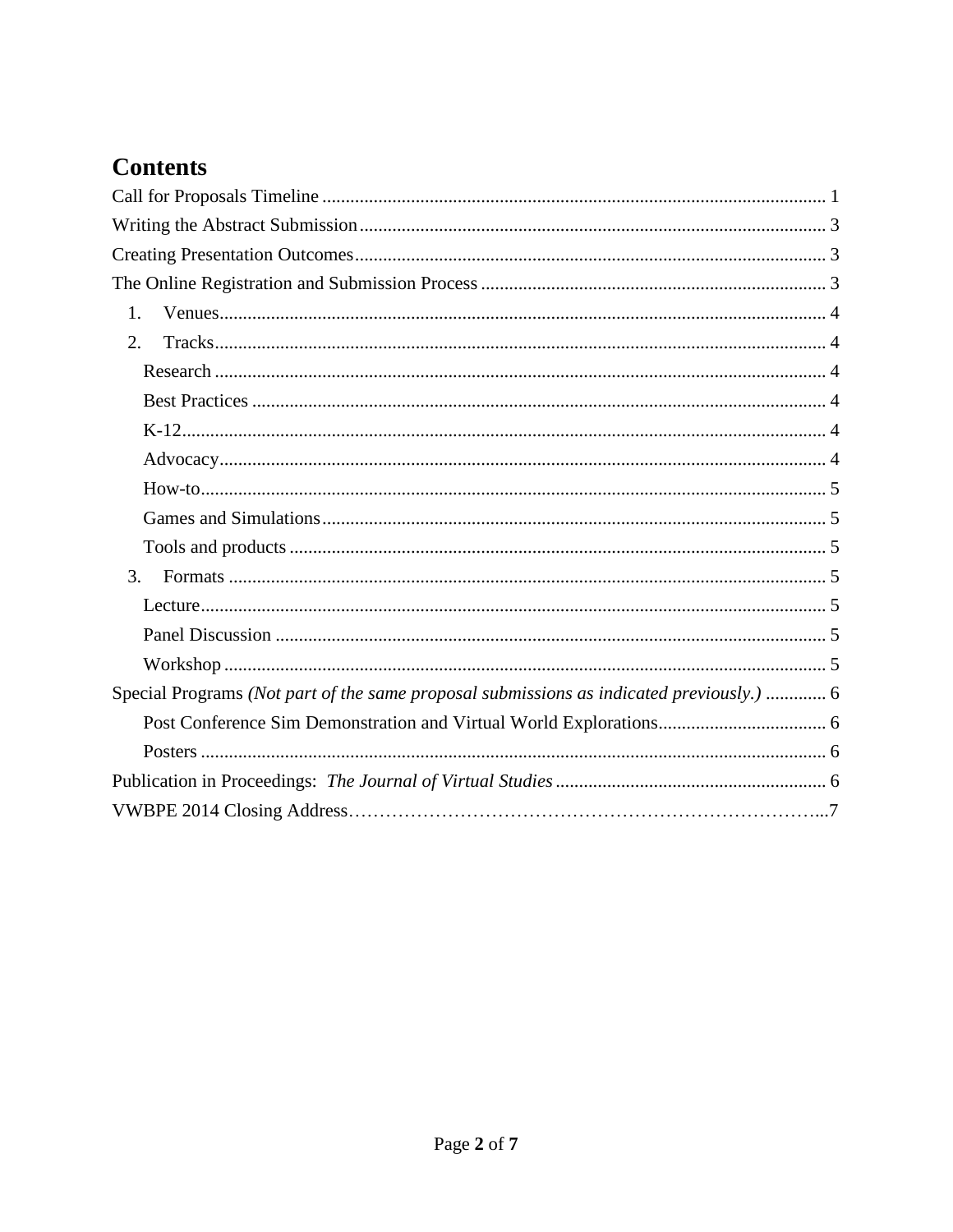# Contents

Call for Proposals Timeline .......... 1

Writing the Abstract Submission .......... 3

Creating Presentation Outcomes .......... 3

The Online Registration and Submission Process .......... 3

1. Venues .......... 4
2. Tracks .......... 4
   - Research .......... 4
   - Best Practices .......... 4
   - K-12 .......... 4
   - Advocacy .......... 4
   - How-to .......... 5
   - Games and Simulations .......... 5
   - Tools and products .......... 5
3. Formats .......... 5
   - Lecture .......... 5
   - Panel Discussion .......... 5
   - Workshop .......... 5

Special Programs *(Not part of the same proposal submissions as indicated previously.)* .......... 6

- Post Conference Sim Demonstration and Virtual World Explorations .......... 6
- Posters .......... 6

Publication in Proceedings: *The Journal of Virtual Studies* .......... 6

VWBPE 2014 Closing Address .......... 7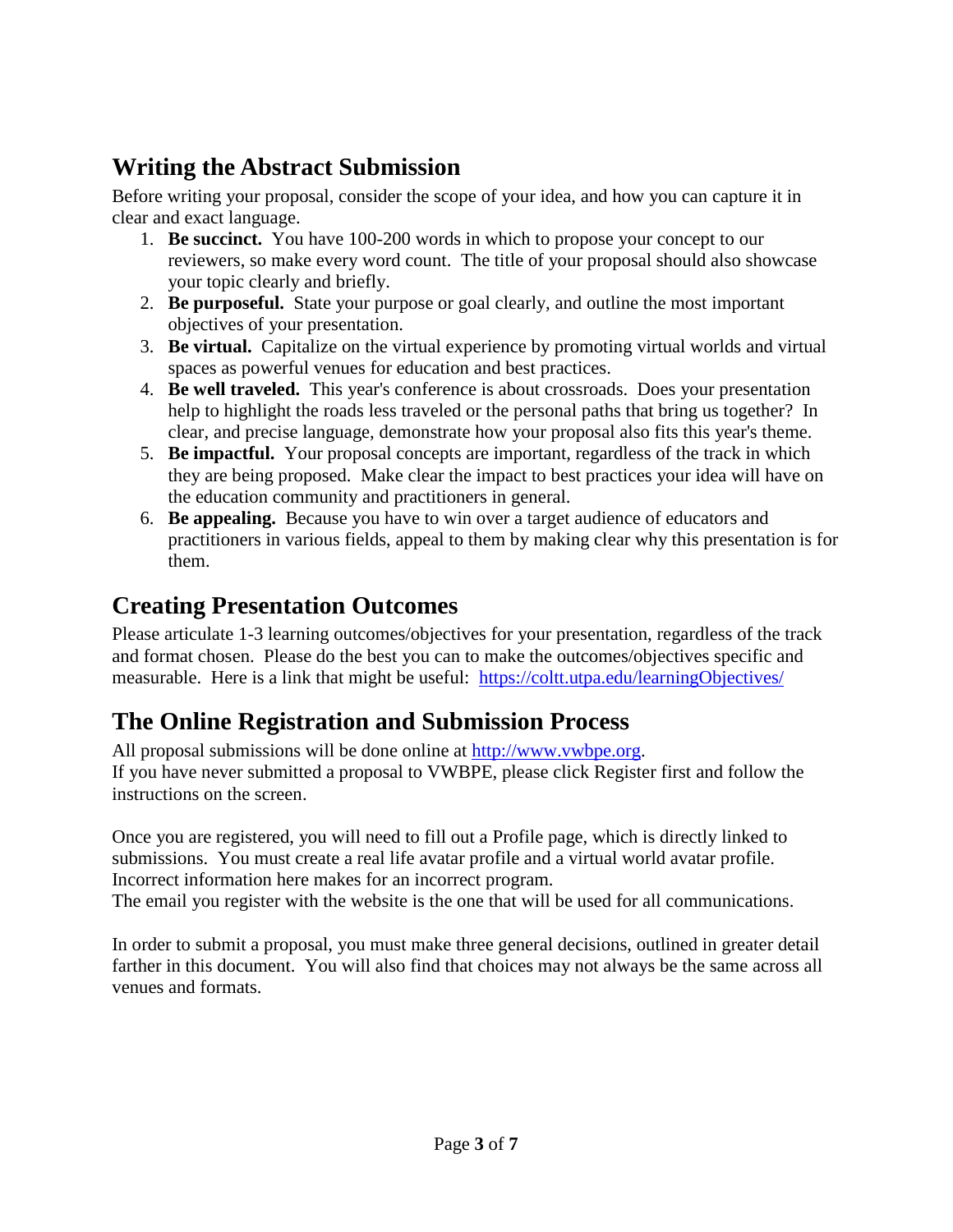## Writing the Abstract Submission

Before writing your proposal, consider the scope of your idea, and how you can capture it in clear and exact language.

1. **Be succinct.** You have 100-200 words in which to propose your concept to our reviewers, so make every word count. The title of your proposal should also showcase your topic clearly and briefly.
2. **Be purposeful.** State your purpose or goal clearly, and outline the most important objectives of your presentation.
3. **Be virtual.** Capitalize on the virtual experience by promoting virtual worlds and virtual spaces as powerful venues for education and best practices.
4. **Be well traveled.** This year's conference is about crossroads. Does your presentation help to highlight the roads less traveled or the personal paths that bring us together? In clear, and precise language, demonstrate how your proposal also fits this year's theme.
5. **Be impactful.** Your proposal concepts are important, regardless of the track in which they are being proposed. Make clear the impact to best practices your idea will have on the education community and practitioners in general.
6. **Be appealing.** Because you have to win over a target audience of educators and practitioners in various fields, appeal to them by making clear why this presentation is for them.

## Creating Presentation Outcomes

Please articulate 1-3 learning outcomes/objectives for your presentation, regardless of the track and format chosen. Please do the best you can to make the outcomes/objectives specific and measurable. Here is a link that might be useful: [https://coltt.utpa.edu/learningObjectives/](https://coltt.utpa.edu/learningObjectives/)

## The Online Registration and Submission Process

All proposal submissions will be done online at [http://www.vwbpe.org](http://www.vwbpe.org).
If you have never submitted a proposal to VWBPE, please click Register first and follow the instructions on the screen.

Once you are registered, you will need to fill out a Profile page, which is directly linked to submissions. You must create a real life avatar profile and a virtual world avatar profile. Incorrect information here makes for an incorrect program.
The email you register with the website is the one that will be used for all communications.

In order to submit a proposal, you must make three general decisions, outlined in greater detail farther in this document. You will also find that choices may not always be the same across all venues and formats.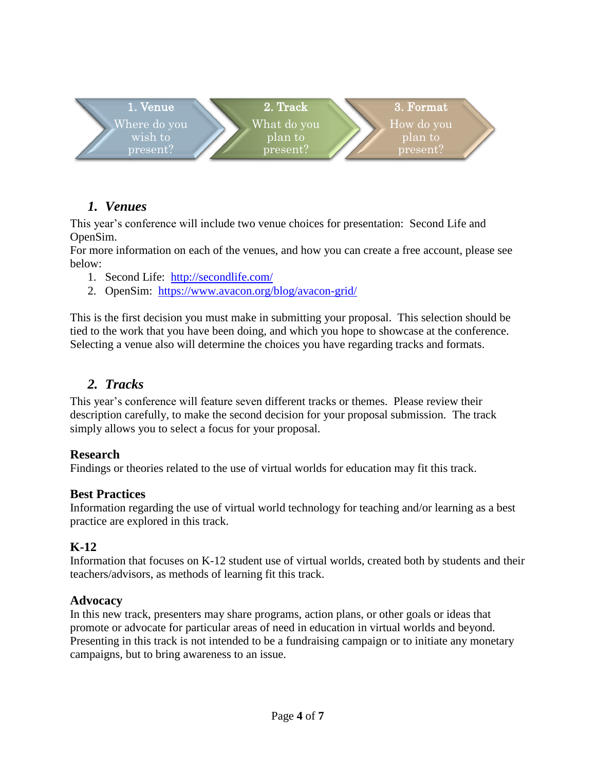1. Venue
Where do you wish to present?

2. Track
What do you plan to present?

3. Format
How do you plan to present?

## *1. Venues*

This year's conference will include two venue choices for presentation: Second Life and OpenSim.

For more information on each of the venues, and how you can create a free account, please see below:

1. Second Life: http://secondlife.com/
2. OpenSim: https://www.avacon.org/blog/avacon-grid/

This is the first decision you must make in submitting your proposal. This selection should be tied to the work that you have been doing, and which you hope to showcase at the conference. Selecting a venue also will determine the choices you have regarding tracks and formats.

## *2. Tracks*

This year's conference will feature seven different tracks or themes. Please review their description carefully, to make the second decision for your proposal submission. The track simply allows you to select a focus for your proposal.

### Research

Findings or theories related to the use of virtual worlds for education may fit this track.

### Best Practices

Information regarding the use of virtual world technology for teaching and/or learning as a best practice are explored in this track.

### K-12

Information that focuses on K-12 student use of virtual worlds, created both by students and their teachers/advisors, as methods of learning fit this track.

### Advocacy

In this new track, presenters may share programs, action plans, or other goals or ideas that promote or advocate for particular areas of need in education in virtual worlds and beyond. Presenting in this track is not intended to be a fundraising campaign or to initiate any monetary campaigns, but to bring awareness to an issue.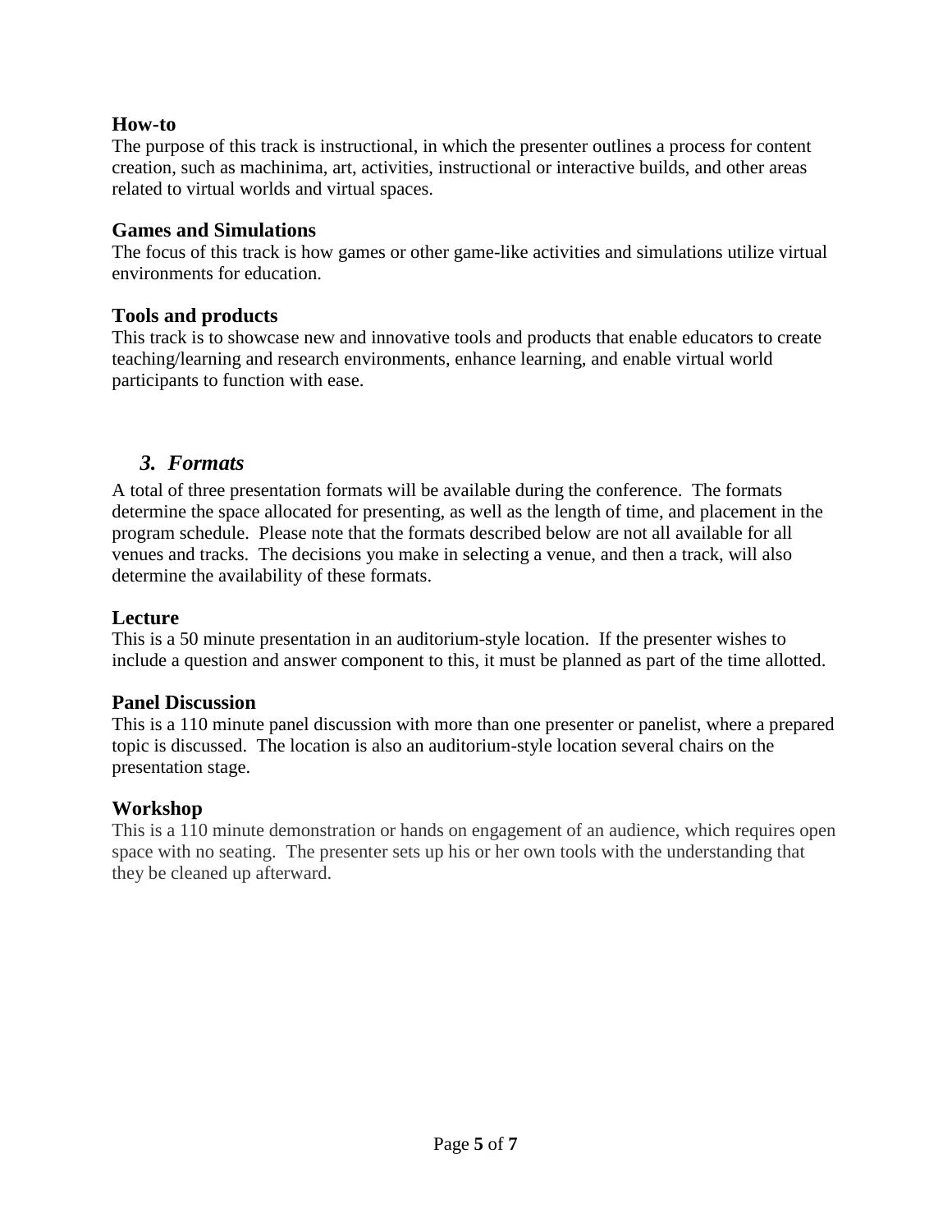### How-to

The purpose of this track is instructional, in which the presenter outlines a process for content creation, such as machinima, art, activities, instructional or interactive builds, and other areas related to virtual worlds and virtual spaces.

### Games and Simulations

The focus of this track is how games or other game-like activities and simulations utilize virtual environments for education.

### Tools and products

This track is to showcase new and innovative tools and products that enable educators to create teaching/learning and research environments, enhance learning, and enable virtual world participants to function with ease.

## *3. Formats*

A total of three presentation formats will be available during the conference. The formats determine the space allocated for presenting, as well as the length of time, and placement in the program schedule. Please note that the formats described below are not all available for all venues and tracks. The decisions you make in selecting a venue, and then a track, will also determine the availability of these formats.

### Lecture

This is a 50 minute presentation in an auditorium-style location. If the presenter wishes to include a question and answer component to this, it must be planned as part of the time allotted.

### Panel Discussion

This is a 110 minute panel discussion with more than one presenter or panelist, where a prepared topic is discussed. The location is also an auditorium-style location several chairs on the presentation stage.

### Workshop

This is a 110 minute demonstration or hands on engagement of an audience, which requires open space with no seating. The presenter sets up his or her own tools with the understanding that they be cleaned up afterward.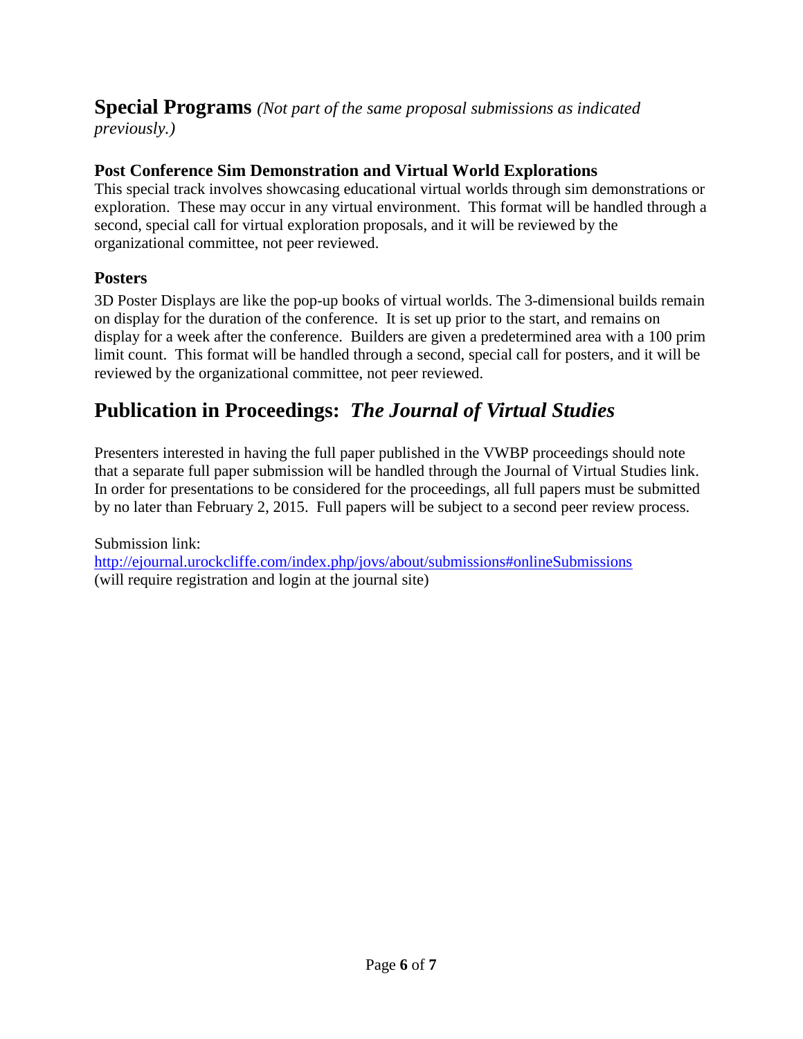## Special Programs *(Not part of the same proposal submissions as indicated previously.)*

### Post Conference Sim Demonstration and Virtual World Explorations

This special track involves showcasing educational virtual worlds through sim demonstrations or exploration. These may occur in any virtual environment. This format will be handled through a second, special call for virtual exploration proposals, and it will be reviewed by the organizational committee, not peer reviewed.

### Posters

3D Poster Displays are like the pop-up books of virtual worlds. The 3-dimensional builds remain on display for the duration of the conference. It is set up prior to the start, and remains on display for a week after the conference. Builders are given a predetermined area with a 100 prim limit count. This format will be handled through a second, special call for posters, and it will be reviewed by the organizational committee, not peer reviewed.

## Publication in Proceedings: *The Journal of Virtual Studies*

Presenters interested in having the full paper published in the VWBP proceedings should note that a separate full paper submission will be handled through the Journal of Virtual Studies link. In order for presentations to be considered for the proceedings, all full papers must be submitted by no later than February 2, 2015. Full papers will be subject to a second peer review process.

Submission link:
http://ejournal.urockcliffe.com/index.php/jovs/about/submissions#onlineSubmissions
(will require registration and login at the journal site)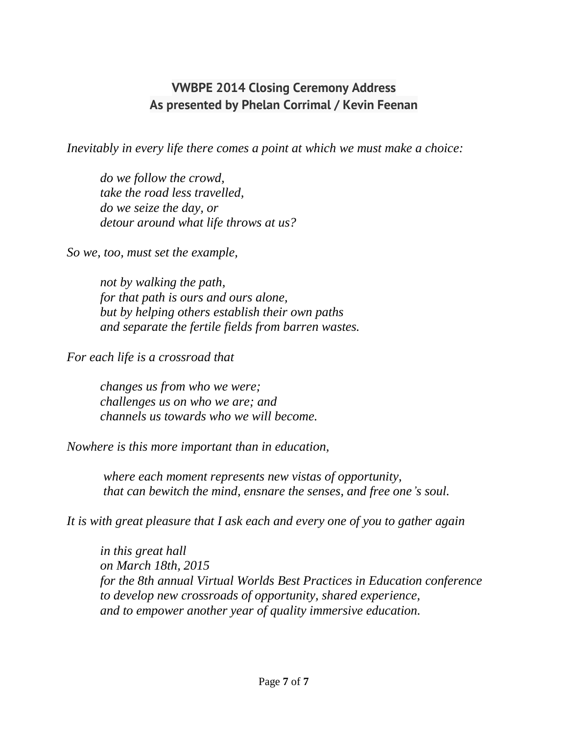## VWBPE 2014 Closing Ceremony Address
## As presented by Phelan Corrimal / Kevin Feenan

*Inevitably in every life there comes a point at which we must make a choice:*

> *do we follow the crowd,*
> *take the road less travelled,*
> *do we seize the day, or*
> *detour around what life throws at us?*

*So we, too, must set the example,*

> *not by walking the path,*
> *for that path is ours and ours alone,*
> *but by helping others establish their own paths*
> *and separate the fertile fields from barren wastes.*

*For each life is a crossroad that*

> *changes us from who we were;*
> *challenges us on who we are; and*
> *channels us towards who we will become.*

*Nowhere is this more important than in education,*

> *where each moment represents new vistas of opportunity,*
> *that can bewitch the mind, ensnare the senses, and free one's soul.*

*It is with great pleasure that I ask each and every one of you to gather again*

> *in this great hall*
> *on March 18th, 2015*
> *for the 8th annual Virtual Worlds Best Practices in Education conference*
> *to develop new crossroads of opportunity, shared experience,*
> *and to empower another year of quality immersive education.*